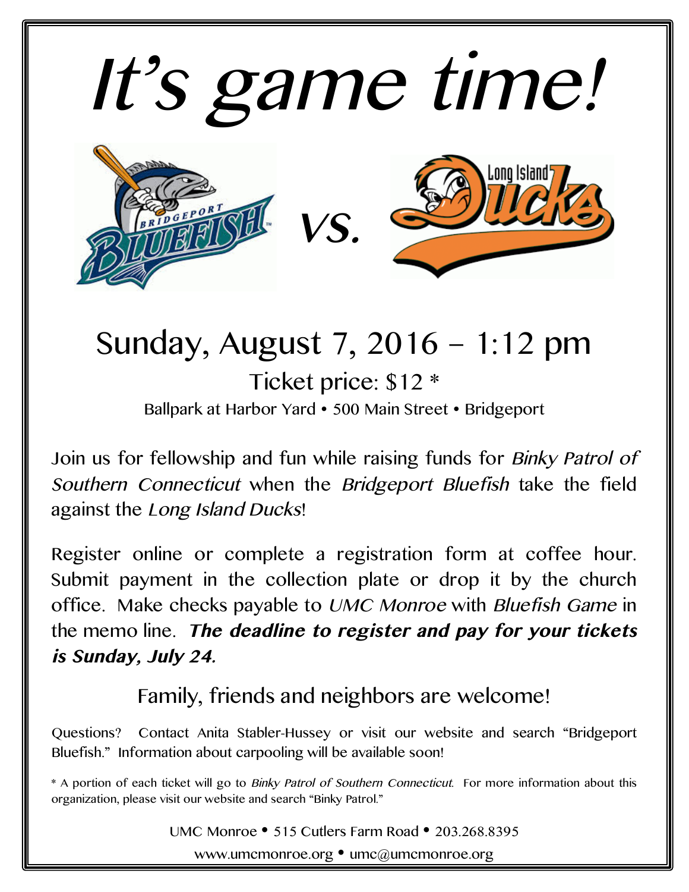# *It's game time!*

BRIDGEPORT BLUEFISH *vs.* Long Island Ducks

## Sunday, August 7, 2016 – 1:12 pm

### Ticket price: $12 *

Ballpark at Harbor Yard • 500 Main Street • Bridgeport

Join us for fellowship and fun while raising funds for *Binky Patrol of Southern Connecticut* when the *Bridgeport Bluefish* take the field against the *Long Island Ducks*!

Register online or complete a registration form at coffee hour. Submit payment in the collection plate or drop it by the church office. Make checks payable to *UMC Monroe* with *Bluefish Game* in the memo line. ***The deadline to register and pay for your tickets is Sunday, July 24.***

### Family, friends and neighbors are welcome!

Questions? Contact Anita Stabler-Hussey or visit our website and search "Bridgeport Bluefish." Information about carpooling will be available soon!

* A portion of each ticket will go to *Binky Patrol of Southern Connecticut*. For more information about this organization, please visit our website and search "Binky Patrol."

UMC Monroe • 515 Cutlers Farm Road • 203.268.8395

www.umcmonroe.org • umc@umcmonroe.org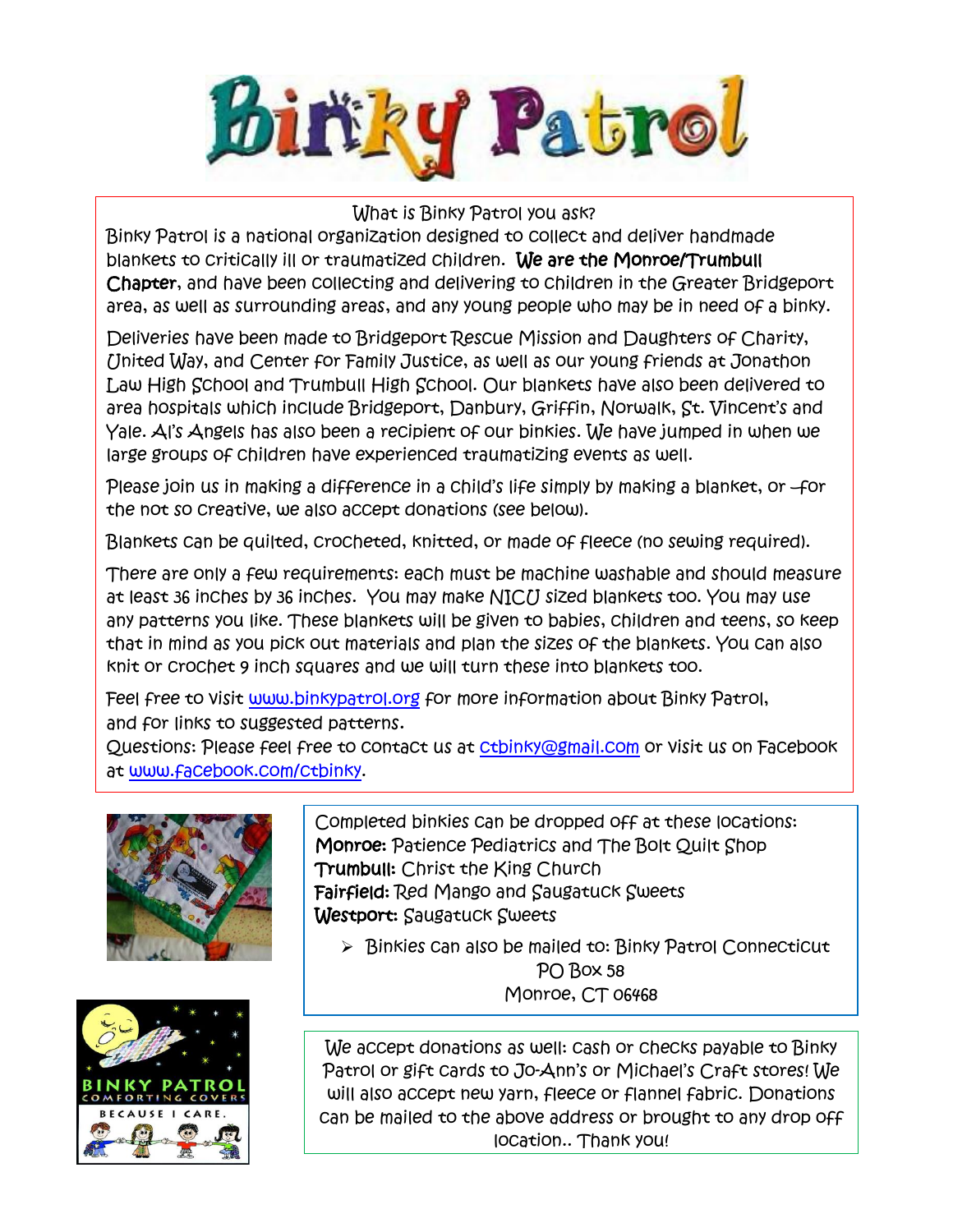# Binky Patrol

What is Binky Patrol you ask?

Binky Patrol is a national organization designed to collect and deliver handmade blankets to critically ill or traumatized children. **We are the Monroe/Trumbull Chapter**, and have been collecting and delivering to children in the Greater Bridgeport area, as well as surrounding areas, and any young people who may be in need of a binky.

Deliveries have been made to Bridgeport Rescue Mission and Daughters of Charity, United Way, and Center for Family Justice, as well as our young friends at Jonathon Law High School and Trumbull High School. Our blankets have also been delivered to area hospitals which include Bridgeport, Danbury, Griffin, Norwalk, St. Vincent's and Yale. Al's Angels has also been a recipient of our binkies. We have jumped in when we large groups of children have experienced traumatizing events as well.

Please join us in making a difference in a child's life simply by making a blanket, or –for the not so creative, we also accept donations (see below).

Blankets can be quilted, crocheted, knitted, or made of fleece (no sewing required).

There are only a few requirements: each must be machine washable and should measure at least 36 inches by 36 inches. You may make NICU sized blankets too. You may use any patterns you like. These blankets will be given to babies, children and teens, so keep that in mind as you pick out materials and plan the sizes of the blankets. You can also knit or crochet 9 inch squares and we will turn these into blankets too.

Feel free to visit www.binkypatrol.org for more information about Binky Patrol, and for links to suggested patterns.

Questions: Please feel free to contact us at ctbinky@gmail.com or visit us on Facebook at www.facebook.com/ctbinky.

Completed binkies can be dropped off at these locations:

**Monroe:** Patience Pediatrics and The Bolt Quilt Shop
**Trumbull:** Christ the King Church
**Fairfield:** Red Mango and Saugatuck Sweets
**Westport:** Saugatuck Sweets

- Binkies can also be mailed to: Binky Patrol Connecticut
  PO Box 58
  Monroe, CT 06468

We accept donations as well: cash or checks payable to Binky Patrol or gift cards to Jo-Ann's or Michael's Craft stores! We will also accept new yarn, fleece or flannel fabric. Donations can be mailed to the above address or brought to any drop off location.. Thank you!